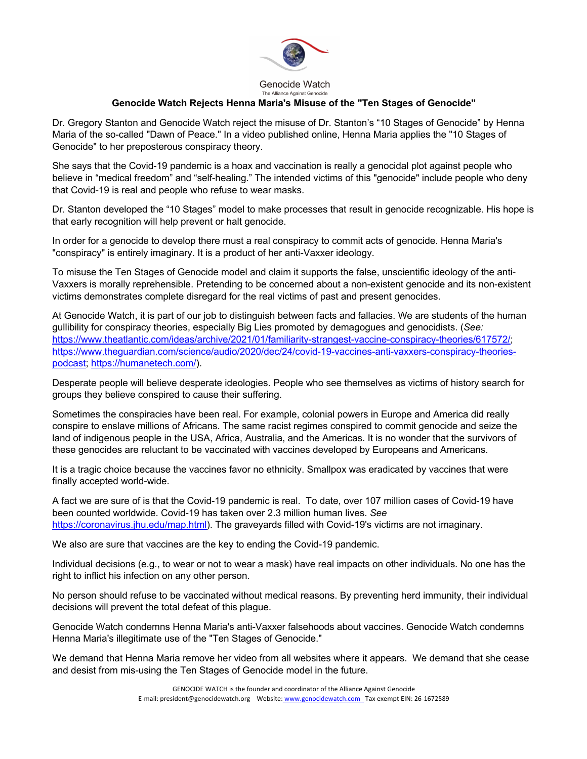Genocide Watch

The Alliance Against Genocide

# Genocide Watch Rejects Henna Maria's Misuse of the "Ten Stages of Genocide"

Dr. Gregory Stanton and Genocide Watch reject the misuse of Dr. Stanton's "10 Stages of Genocide" by Henna Maria of the so-called "Dawn of Peace." In a video published online, Henna Maria applies the "10 Stages of Genocide" to her preposterous conspiracy theory.

She says that the Covid-19 pandemic is a hoax and vaccination is really a genocidal plot against people who believe in "medical freedom" and "self-healing." The intended victims of this "genocide" include people who deny that Covid-19 is real and people who refuse to wear masks.

Dr. Stanton developed the "10 Stages" model to make processes that result in genocide recognizable. His hope is that early recognition will help prevent or halt genocide.

In order for a genocide to develop there must a real conspiracy to commit acts of genocide. Henna Maria's "conspiracy" is entirely imaginary. It is a product of her anti-Vaxxer ideology.

To misuse the Ten Stages of Genocide model and claim it supports the false, unscientific ideology of the anti-Vaxxers is morally reprehensible. Pretending to be concerned about a non-existent genocide and its non-existent victims demonstrates complete disregard for the real victims of past and present genocides.

At Genocide Watch, it is part of our job to distinguish between facts and fallacies. We are students of the human gullibility for conspiracy theories, especially Big Lies promoted by demagogues and genocidists. (*See:* https://www.theatlantic.com/ideas/archive/2021/01/familiarity-strangest-vaccine-conspiracy-theories/617572/; https://www.theguardian.com/science/audio/2020/dec/24/covid-19-vaccines-anti-vaxxers-conspiracy-theories-podcast; https://humanetech.com/).

Desperate people will believe desperate ideologies. People who see themselves as victims of history search for groups they believe conspired to cause their suffering.

Sometimes the conspiracies have been real. For example, colonial powers in Europe and America did really conspire to enslave millions of Africans. The same racist regimes conspired to commit genocide and seize the land of indigenous people in the USA, Africa, Australia, and the Americas. It is no wonder that the survivors of these genocides are reluctant to be vaccinated with vaccines developed by Europeans and Americans.

It is a tragic choice because the vaccines favor no ethnicity. Smallpox was eradicated by vaccines that were finally accepted world-wide.

A fact we are sure of is that the Covid-19 pandemic is real. To date, over 107 million cases of Covid-19 have been counted worldwide. Covid-19 has taken over 2.3 million human lives. *See* https://coronavirus.jhu.edu/map.html). The graveyards filled with Covid-19's victims are not imaginary.

We also are sure that vaccines are the key to ending the Covid-19 pandemic.

Individual decisions (e.g., to wear or not to wear a mask) have real impacts on other individuals. No one has the right to inflict his infection on any other person.

No person should refuse to be vaccinated without medical reasons. By preventing herd immunity, their individual decisions will prevent the total defeat of this plague.

Genocide Watch condemns Henna Maria's anti-Vaxxer falsehoods about vaccines. Genocide Watch condemns Henna Maria's illegitimate use of the "Ten Stages of Genocide."

We demand that Henna Maria remove her video from all websites where it appears. We demand that she cease and desist from mis-using the Ten Stages of Genocide model in the future.

GENOCIDE WATCH is the founder and coordinator of the Alliance Against Genocide
E-mail: president@genocidewatch.org Website: www.genocidewatch.com Tax exempt EIN: 26-1672589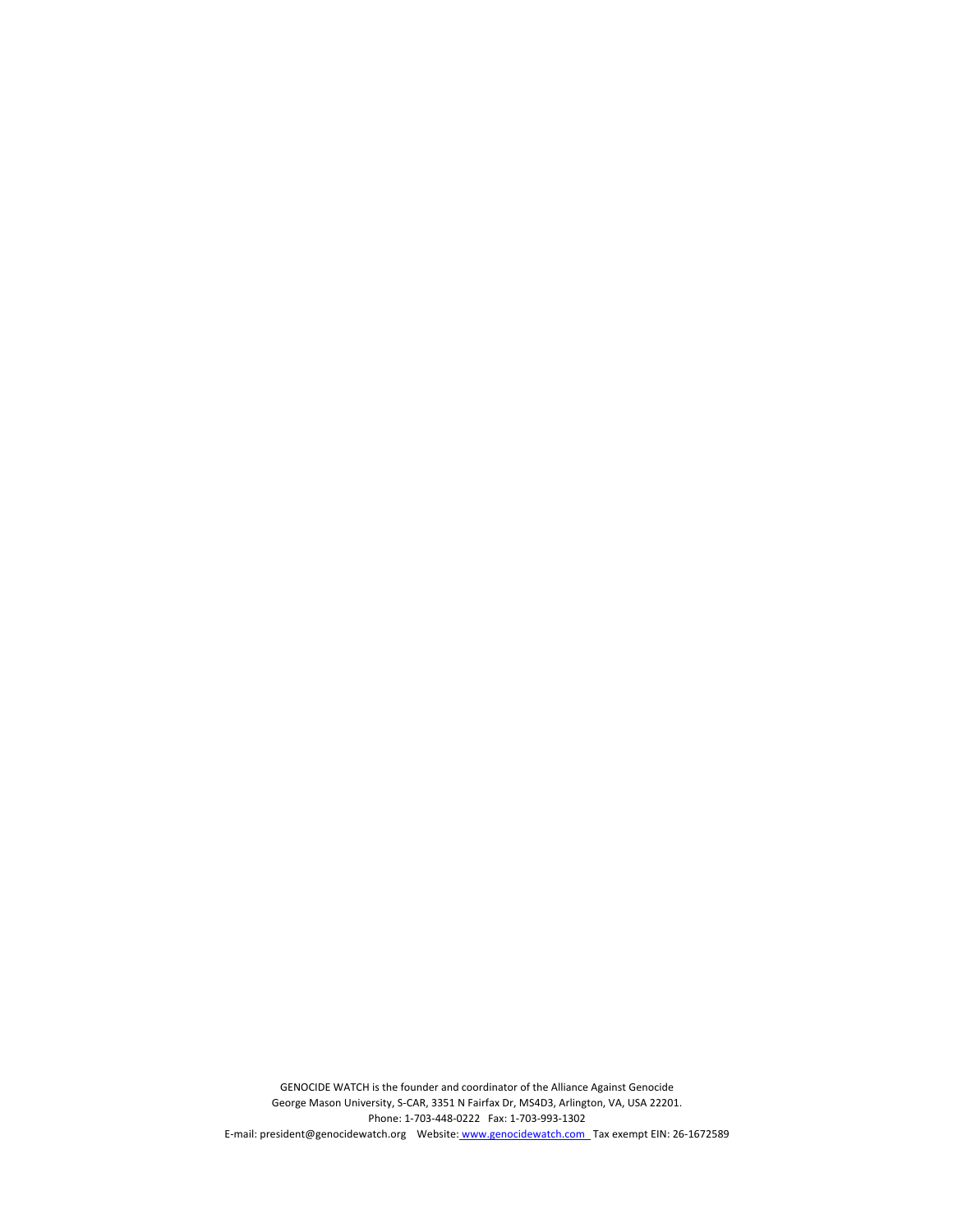GENOCIDE WATCH is the founder and coordinator of the Alliance Against Genocide
George Mason University, S-CAR, 3351 N Fairfax Dr, MS4D3, Arlington, VA, USA 22201.
Phone: 1-703-448-0222 Fax: 1-703-993-1302
E-mail: president@genocidewatch.org Website: www.genocidewatch.com Tax exempt EIN: 26-1672589